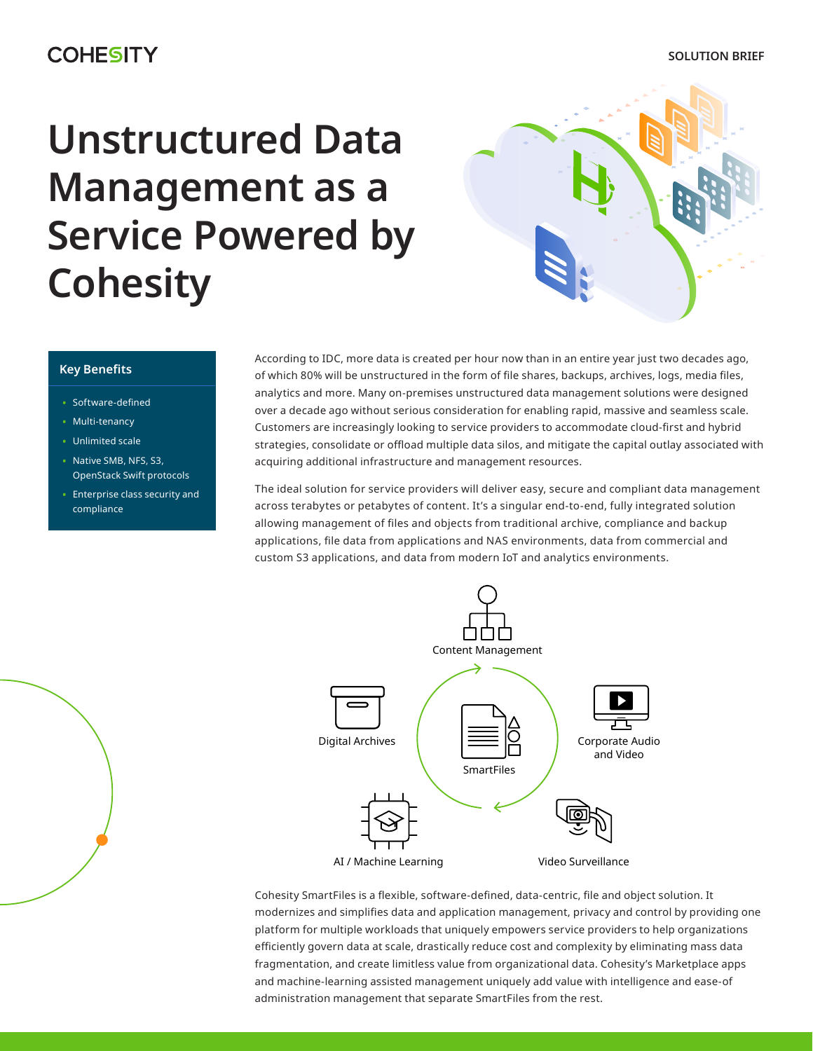COHESITY

SOLUTION BRIEF

# Unstructured Data Management as a Service Powered by Cohesity

## Key Benefits

- Software-defined
- Multi-tenancy
- Unlimited scale
- Native SMB, NFS, S3, OpenStack Swift protocols
- Enterprise class security and compliance

According to IDC, more data is created per hour now than in an entire year just two decades ago, of which 80% will be unstructured in the form of file shares, backups, archives, logs, media files, analytics and more. Many on-premises unstructured data management solutions were designed over a decade ago without serious consideration for enabling rapid, massive and seamless scale. Customers are increasingly looking to service providers to accommodate cloud-first and hybrid strategies, consolidate or offload multiple data silos, and mitigate the capital outlay associated with acquiring additional infrastructure and management resources.

The ideal solution for service providers will deliver easy, secure and compliant data management across terabytes or petabytes of content. It's a singular end-to-end, fully integrated solution allowing management of files and objects from traditional archive, compliance and backup applications, file data from applications and NAS environments, data from commercial and custom S3 applications, and data from modern IoT and analytics environments.

Content Management

Digital Archives

SmartFiles

Corporate Audio and Video

AI / Machine Learning

Video Surveillance

Cohesity SmartFiles is a flexible, software-defined, data-centric, file and object solution. It modernizes and simplifies data and application management, privacy and control by providing one platform for multiple workloads that uniquely empowers service providers to help organizations efficiently govern data at scale, drastically reduce cost and complexity by eliminating mass data fragmentation, and create limitless value from organizational data. Cohesity's Marketplace apps and machine-learning assisted management uniquely add value with intelligence and ease-of administration management that separate SmartFiles from the rest.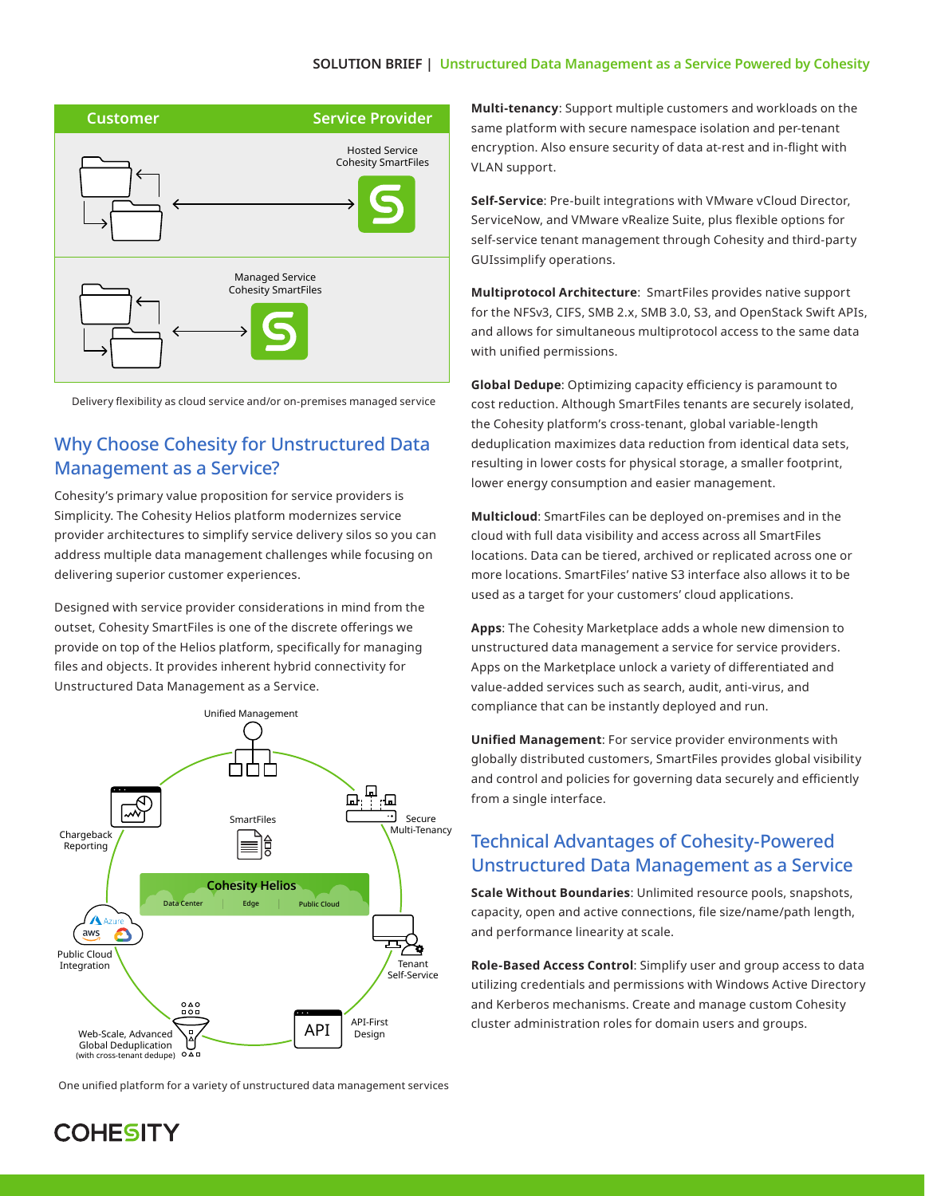Delivery flexibility as cloud service and/or on-premises managed service

## Why Choose Cohesity for Unstructured Data Management as a Service?

Cohesity's primary value proposition for service providers is Simplicity. The Cohesity Helios platform modernizes service provider architectures to simplify service delivery silos so you can address multiple data management challenges while focusing on delivering superior customer experiences.

Designed with service provider considerations in mind from the outset, Cohesity SmartFiles is one of the discrete offerings we provide on top of the Helios platform, specifically for managing files and objects. It provides inherent hybrid connectivity for Unstructured Data Management as a Service.

One unified platform for a variety of unstructured data management services

**Multi-tenancy**: Support multiple customers and workloads on the same platform with secure namespace isolation and per-tenant encryption. Also ensure security of data at-rest and in-flight with VLAN support.

**Self-Service**: Pre-built integrations with VMware vCloud Director, ServiceNow, and VMware vRealize Suite, plus flexible options for self-service tenant management through Cohesity and third-party GUIssimplify operations.

**Multiprotocol Architecture**: SmartFiles provides native support for the NFSv3, CIFS, SMB 2.x, SMB 3.0, S3, and OpenStack Swift APIs, and allows for simultaneous multiprotocol access to the same data with unified permissions.

**Global Dedupe**: Optimizing capacity efficiency is paramount to cost reduction. Although SmartFiles tenants are securely isolated, the Cohesity platform's cross-tenant, global variable-length deduplication maximizes data reduction from identical data sets, resulting in lower costs for physical storage, a smaller footprint, lower energy consumption and easier management.

**Multicloud**: SmartFiles can be deployed on-premises and in the cloud with full data visibility and access across all SmartFiles locations. Data can be tiered, archived or replicated across one or more locations. SmartFiles' native S3 interface also allows it to be used as a target for your customers' cloud applications.

**Apps**: The Cohesity Marketplace adds a whole new dimension to unstructured data management a service for service providers. Apps on the Marketplace unlock a variety of differentiated and value-added services such as search, audit, anti-virus, and compliance that can be instantly deployed and run.

**Unified Management**: For service provider environments with globally distributed customers, SmartFiles provides global visibility and control and policies for governing data securely and efficiently from a single interface.

## Technical Advantages of Cohesity-Powered Unstructured Data Management as a Service

**Scale Without Boundaries**: Unlimited resource pools, snapshots, capacity, open and active connections, file size/name/path length, and performance linearity at scale.

**Role-Based Access Control**: Simplify user and group access to data utilizing credentials and permissions with Windows Active Directory and Kerberos mechanisms. Create and manage custom Cohesity cluster administration roles for domain users and groups.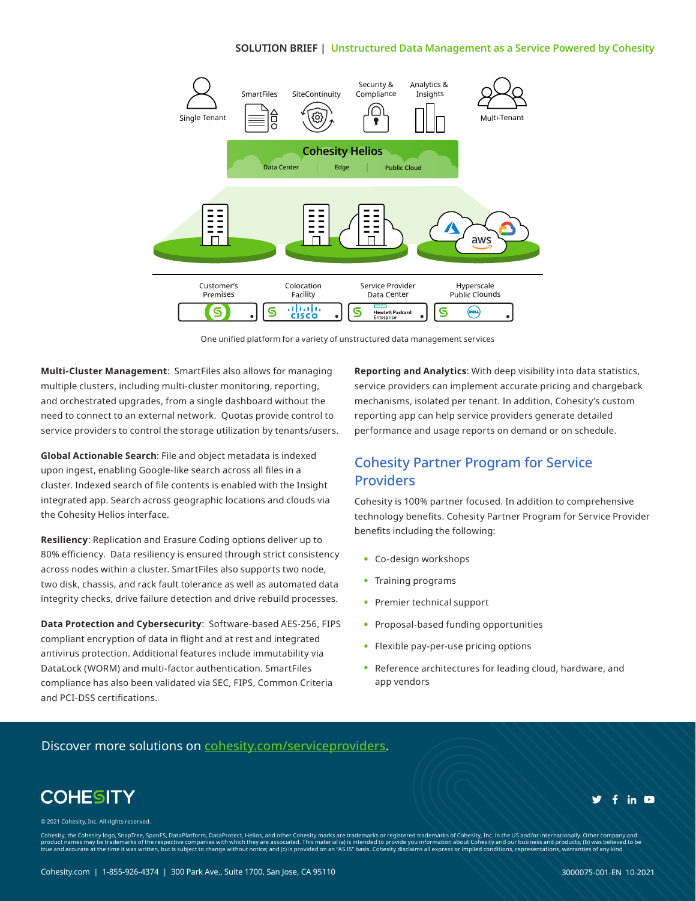Single Tenant

SmartFiles

SiteContinuity

Security & Compliance

Analytics & Insights

Multi-Tenant

Cohesity Helios

Data Center

Edge

Public Cloud

Customer's Premises

Colocation Facility

Service Provider Data Center

Hyperscale Public Clounds

One unified platform for a variety of unstructured data management services

**Multi-Cluster Management**: SmartFiles also allows for managing multiple clusters, including multi-cluster monitoring, reporting, and orchestrated upgrades, from a single dashboard without the need to connect to an external network. Quotas provide control to service providers to control the storage utilization by tenants/users.

**Global Actionable Search**: File and object metadata is indexed upon ingest, enabling Google-like search across all files in a cluster. Indexed search of file contents is enabled with the Insight integrated app. Search across geographic locations and clouds via the Cohesity Helios interface.

**Resiliency**: Replication and Erasure Coding options deliver up to 80% efficiency. Data resiliency is ensured through strict consistency across nodes within a cluster. SmartFiles also supports two node, two disk, chassis, and rack fault tolerance as well as automated data integrity checks, drive failure detection and drive rebuild processes.

**Data Protection and Cybersecurity**: Software-based AES-256, FIPS compliant encryption of data in flight and at rest and integrated antivirus protection. Additional features include immutability via DataLock (WORM) and multi-factor authentication. SmartFiles compliance has also been validated via SEC, FIPS, Common Criteria and PCI-DSS certifications.

**Reporting and Analytics**: With deep visibility into data statistics, service providers can implement accurate pricing and chargeback mechanisms, isolated per tenant. In addition, Cohesity's custom reporting app can help service providers generate detailed performance and usage reports on demand or on schedule.

## Cohesity Partner Program for Service Providers

Cohesity is 100% partner focused. In addition to comprehensive technology benefits. Cohesity Partner Program for Service Provider benefits including the following:

- Co-design workshops
- Training programs
- Premier technical support
- Proposal-based funding opportunities
- Flexible pay-per-use pricing options
- Reference architectures for leading cloud, hardware, and app vendors

Discover more solutions on [cohesity.com/serviceproviders](cohesity.com/serviceproviders).

COHESITY

© 2021 Cohesity, Inc. All rights reserved.

Cohesity, the Cohesity logo, SnapTree, SpanFS, DataPlatform, DataProtect, Helios, and other Cohesity marks are trademarks or registered trademarks of Cohesity, Inc. in the US and/or internationally. Other company and product names may be trademarks of the respective companies with which they are associated. This material (a) is intended to provide you information about Cohesity and our business and products; (b) was believed to be true and accurate at the time it was written, but is subject to change without notice; and (c) is provided on an "AS IS" basis. Cohesity disclaims all express or implied conditions, representations, warranties of any kind.

Cohesity.com | 1-855-926-4374 | 300 Park Ave., Suite 1700, San Jose, CA 95110

3000075-001-EN 10-2021